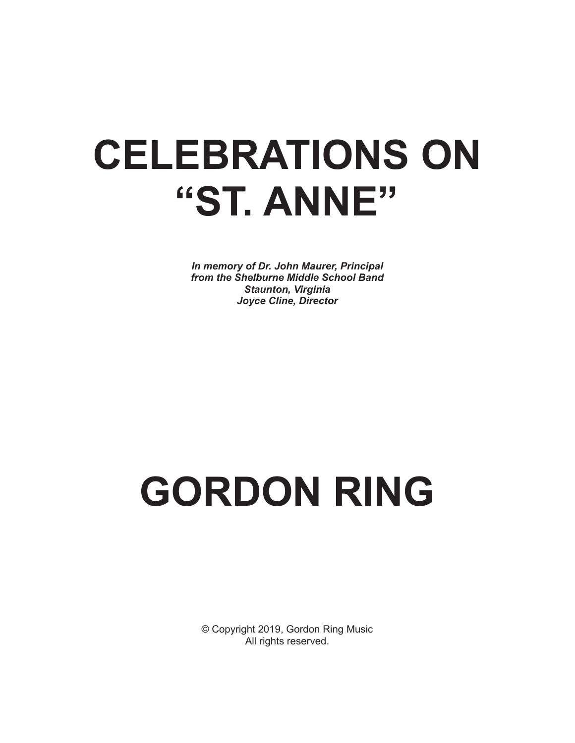# CELEBRATIONS ON "ST. ANNE"

*In memory of Dr. John Maurer, Principal*
*from the Shelburne Middle School Band*
*Staunton, Virginia*
*Joyce Cline, Director*

# GORDON RING

© Copyright 2019, Gordon Ring Music
All rights reserved.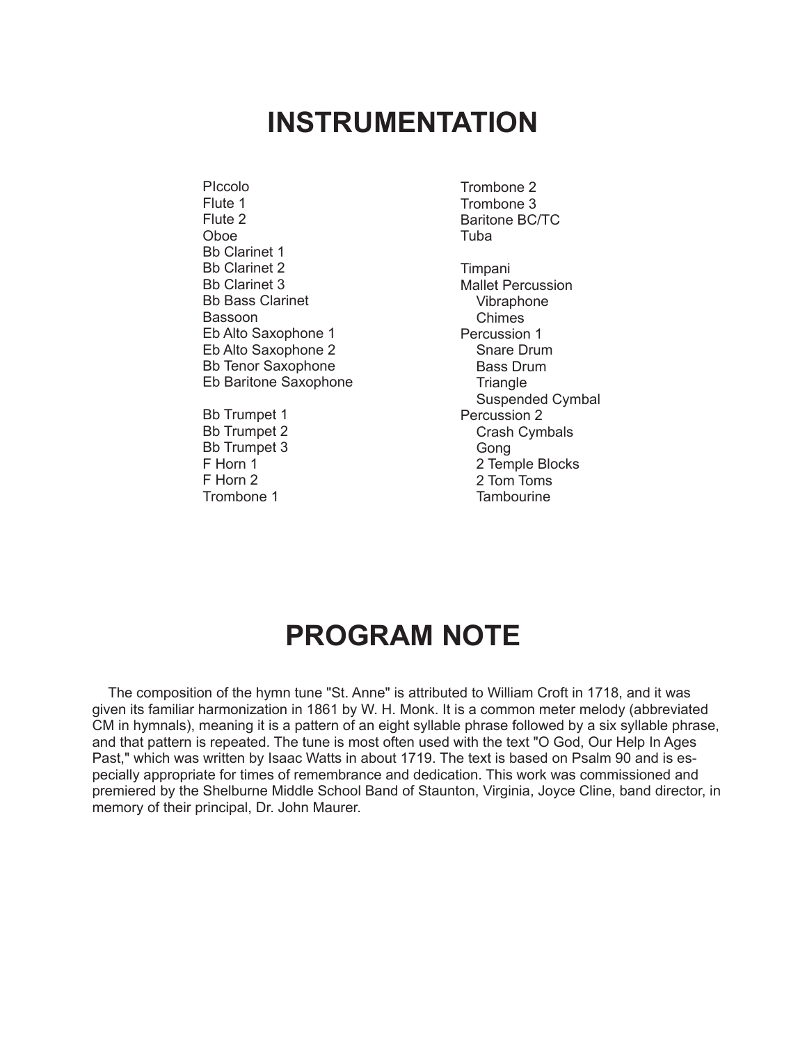# INSTRUMENTATION

PIccolo
Flute 1
Flute 2
Oboe
Bb Clarinet 1
Bb Clarinet 2
Bb Clarinet 3
Bb Bass Clarinet
Bassoon
Eb Alto Saxophone 1
Eb Alto Saxophone 2
Bb Tenor Saxophone
Eb Baritone Saxophone

Bb Trumpet 1
Bb Trumpet 2
Bb Trumpet 3
F Horn 1
F Horn 2
Trombone 1
Trombone 2
Trombone 3
Baritone BC/TC
Tuba

Timpani
Mallet Percussion
- Vibraphone
- Chimes

Percussion 1
- Snare Drum
- Bass Drum
- Triangle
- Suspended Cymbal

Percussion 2
- Crash Cymbals
- Gong
- 2 Temple Blocks
- 2 Tom Toms
- Tambourine

# PROGRAM NOTE

The composition of the hymn tune "St. Anne" is attributed to William Croft in 1718, and it was given its familiar harmonization in 1861 by W. H. Monk. It is a common meter melody (abbreviated CM in hymnals), meaning it is a pattern of an eight syllable phrase followed by a six syllable phrase, and that pattern is repeated. The tune is most often used with the text "O God, Our Help In Ages Past," which was written by Isaac Watts in about 1719. The text is based on Psalm 90 and is especially appropriate for times of remembrance and dedication. This work was commissioned and premiered by the Shelburne Middle School Band of Staunton, Virginia, Joyce Cline, band director, in memory of their principal, Dr. John Maurer.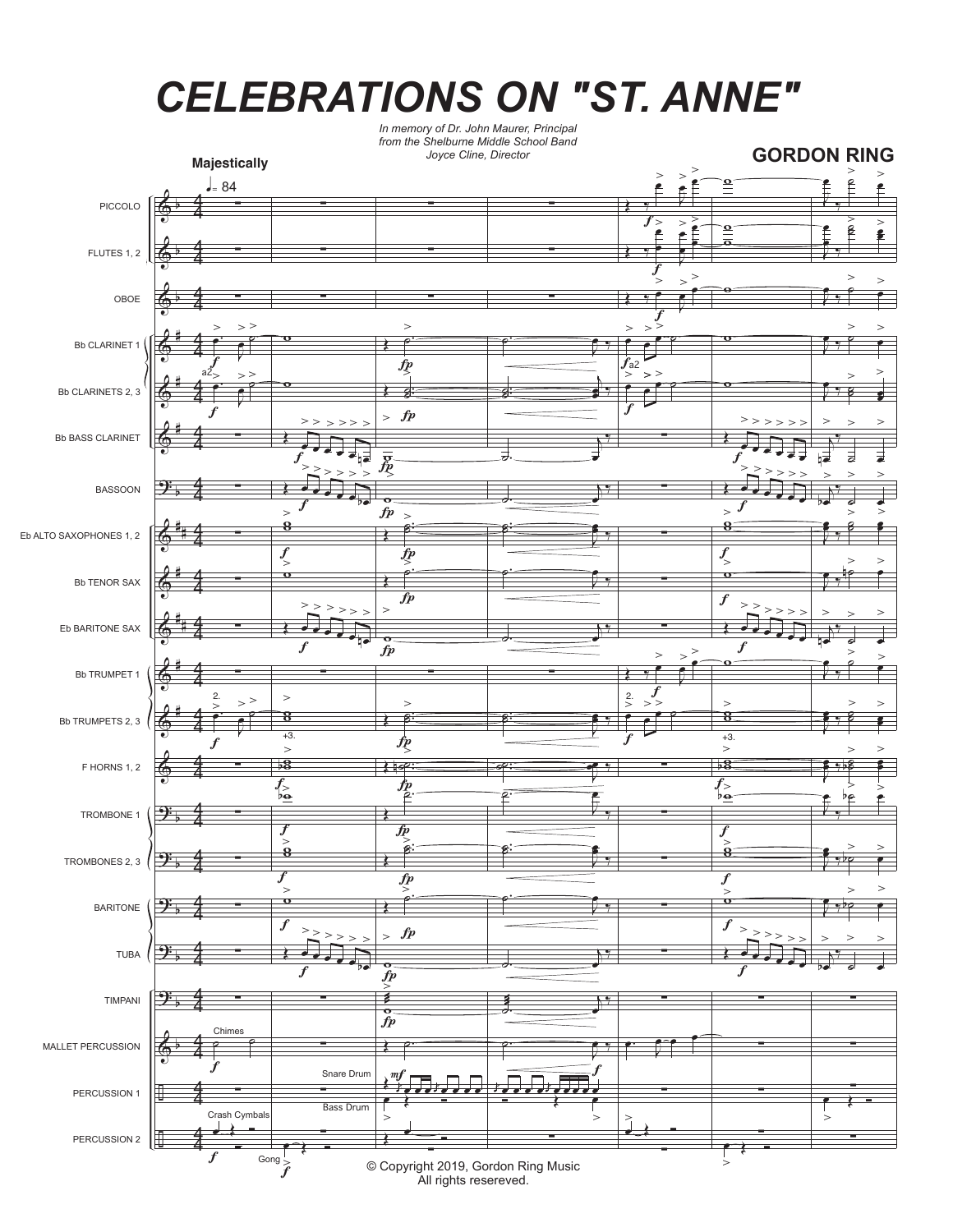# CELEBRATIONS ON "ST. ANNE"

*In memory of Dr. John Maurer, Principal*
*from the Shelburne Middle School Band*
*Joyce Cline, Director*

**GORDON RING**

**Majestically**

♩= 84

PICCOLO

FLUTES 1, 2

OBOE

Bb CLARINET 1

Bb CLARINETS 2, 3

Bb BASS CLARINET

BASSOON

Eb ALTO SAXOPHONES 1, 2

Bb TENOR SAX

Eb BARITONE SAX

Bb TRUMPET 1

Bb TRUMPETS 2, 3

F HORNS 1, 2

TROMBONE 1

TROMBONES 2, 3

BARITONE

TUBA

TIMPANI

MALLET PERCUSSION

PERCUSSION 1

PERCUSSION 2

Chimes

Snare Drum

Bass Drum

Crash Cymbals

Gong

© Copyright 2019, Gordon Ring Music
All rights reserveed.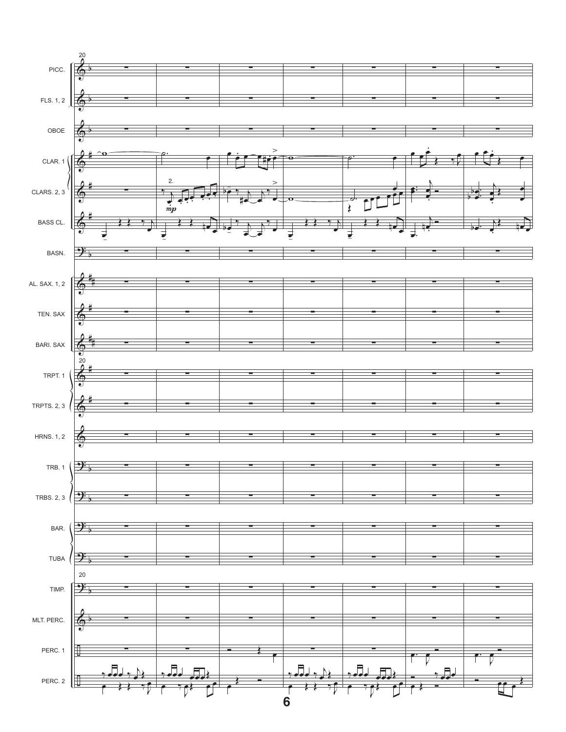20

PICC.

FLS. 1, 2

OBOE

CLAR. 1

CLARS. 2, 3

2.

*mp*

BASS CL.

BASN.

AL. SAX. 1, 2

TEN. SAX

BARI. SAX

20

TRPT. 1

TRPTS. 2, 3

HRNS. 1, 2

TRB. 1

TRBS. 2, 3

BAR.

TUBA

20

TIMP.

MLT. PERC.

PERC. 1

PERC. 2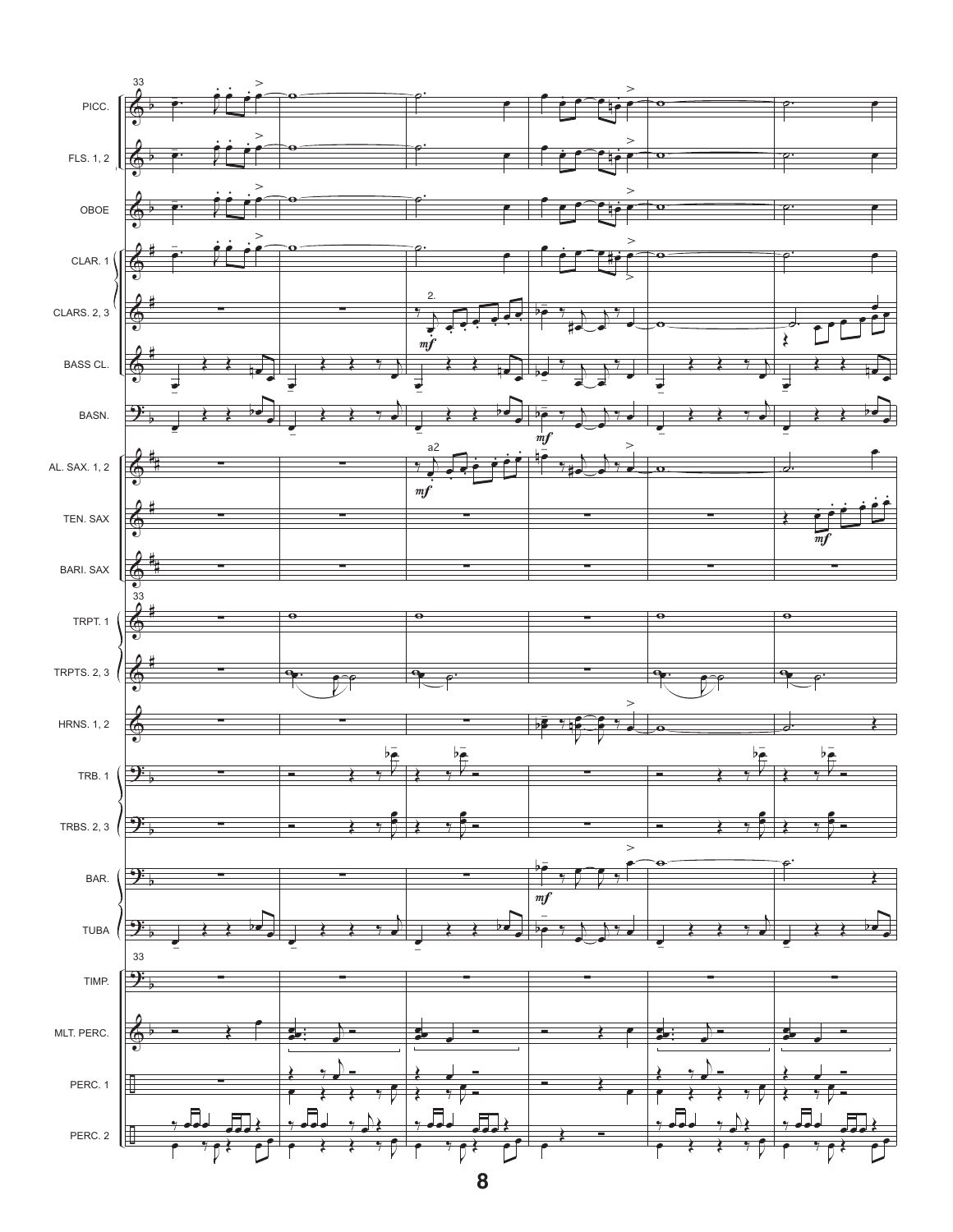33

PICC.

FLS. 1, 2

OBOE

CLAR. 1

CLARS. 2, 3

BASS CL.

BASN.

AL. SAX. 1, 2

TEN. SAX

BARI. SAX

TRPT. 1

TRPTS. 2, 3

HRNS. 1, 2

TRB. 1

TRBS. 2, 3

BAR.

TUBA

TIMP.

MLT. PERC.

PERC. 1

PERC. 2

2.

a2

*mf*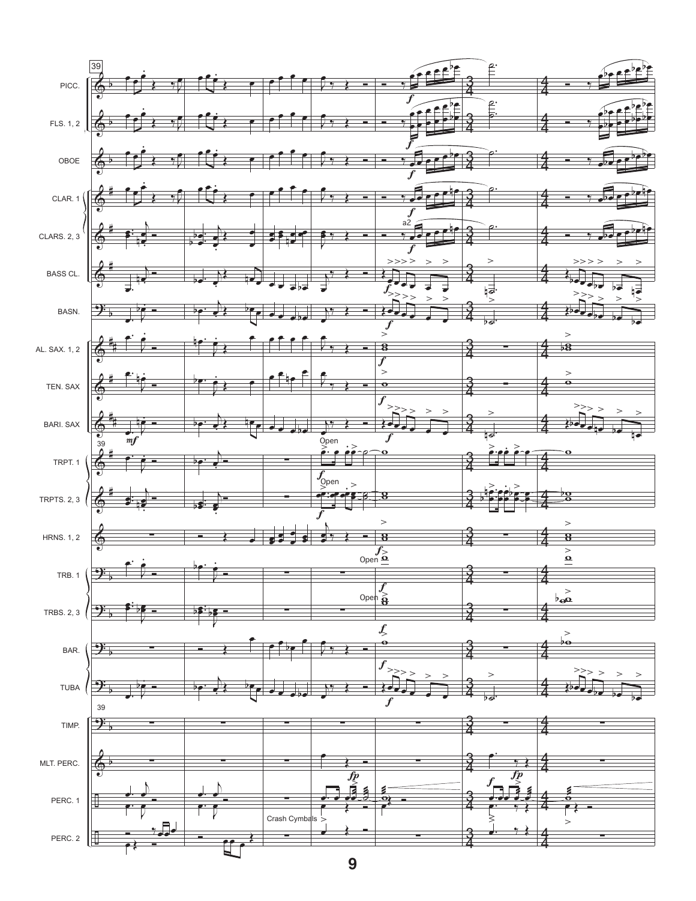39

PICC.

FLS. 1, 2

OBOE

CLAR. 1

CLARS. 2, 3

a2

BASS CL.

BASN.

AL. SAX. 1, 2

TEN. SAX

BARI. SAX

TRPT. 1

Open

TRPTS. 2, 3

Open

HRNS. 1, 2

TRB. 1

Open

TRBS. 2, 3

Open

BAR.

TUBA

TIMP.

MLT. PERC.

PERC. 1

PERC. 2

Crash Cymbals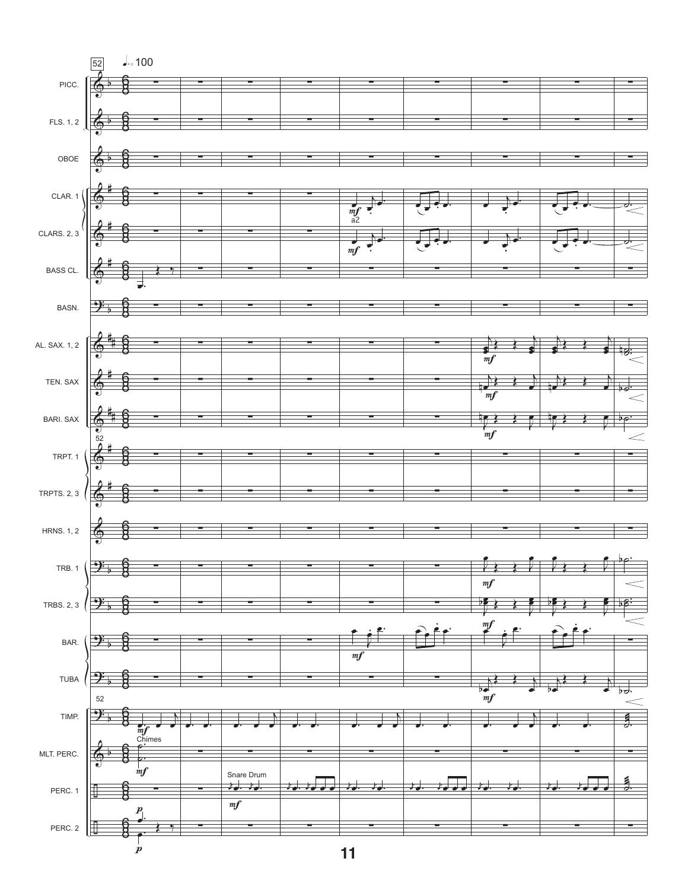52

♩. = 100

PICC.

FLS. 1, 2

OBOE

CLAR. 1

CLARS. 2, 3

BASS CL.

BASN.

AL. SAX. 1, 2

TEN. SAX

BARI. SAX

TRPT. 1

TRPTS. 2, 3

HRNS. 1, 2

TRB. 1

TRBS. 2, 3

BAR.

TUBA

TIMP.

MLT. PERC.

PERC. 1

PERC. 2

a2

Chimes

Snare Drum

*mf*

*p*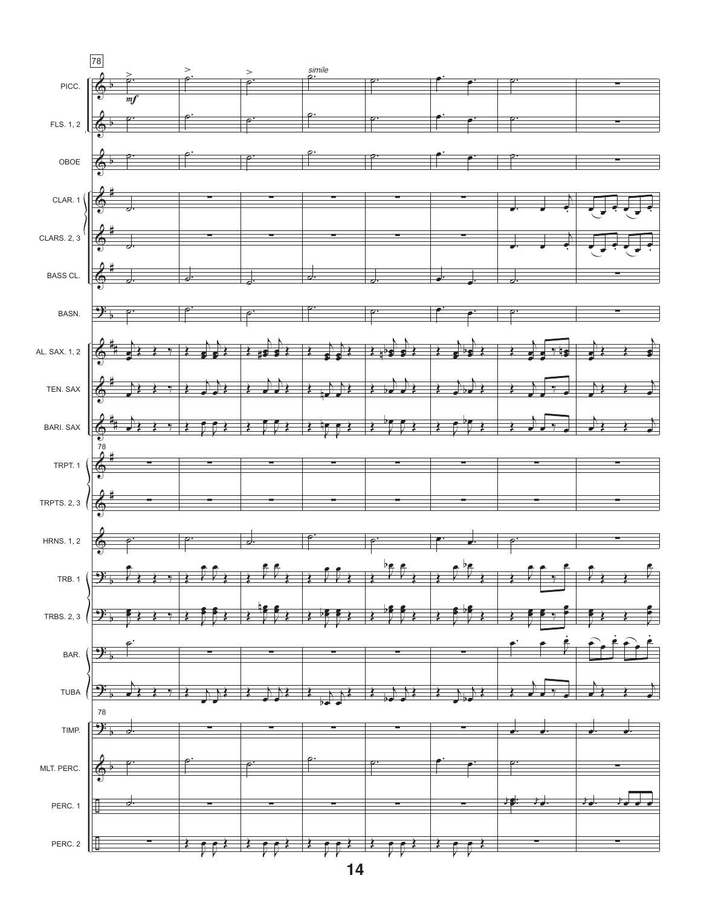78

PICC.

FLS. 1, 2

OBOE

CLAR. 1

CLARS. 2, 3

BASS CL.

BASN.

AL. SAX. 1, 2

TEN. SAX

BARI. SAX

TRPT. 1

TRPTS. 2, 3

HRNS. 1, 2

TRB. 1

TRBS. 2, 3

BAR.

TUBA

TIMP.

MLT. PERC.

PERC. 1

PERC. 2

*mf*

*simile*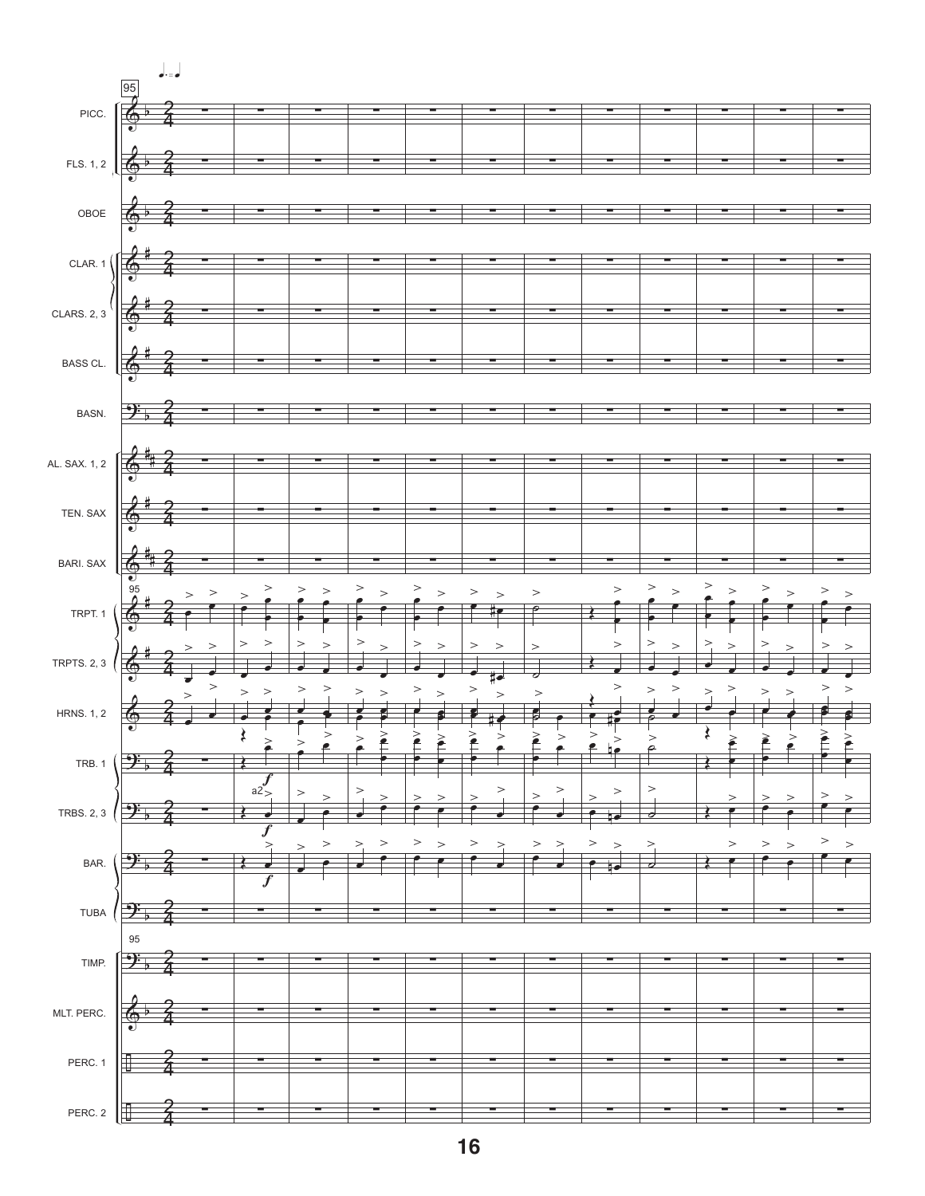95

PICC.

FLS. 1, 2

OBOE

CLAR. 1

CLARS. 2, 3

BASS CL.

BASN.

AL. SAX. 1, 2

TEN. SAX

BARI. SAX

TRPT. 1

TRPTS. 2, 3

HRNS. 1, 2

TRB. 1

TRBS. 2, 3

BAR.

TUBA

TIMP.

MLT. PERC.

PERC. 1

PERC. 2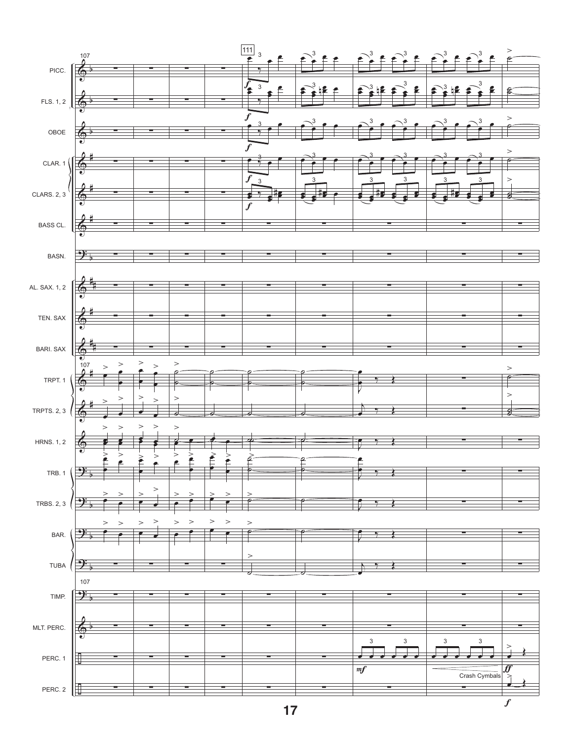107

111

PICC.

FLS. 1, 2

OBOE

CLAR. 1

CLARS. 2, 3

BASS CL.

BASN.

AL. SAX. 1, 2

TEN. SAX

BARI. SAX

TRPT. 1

TRPTS. 2, 3

HRNS. 1, 2

TRB. 1

TRBS. 2, 3

BAR.

TUBA

TIMP.

MLT. PERC.

PERC. 1

PERC. 2

*f*

*mf*

Crash Cymbals

*ff*

*f*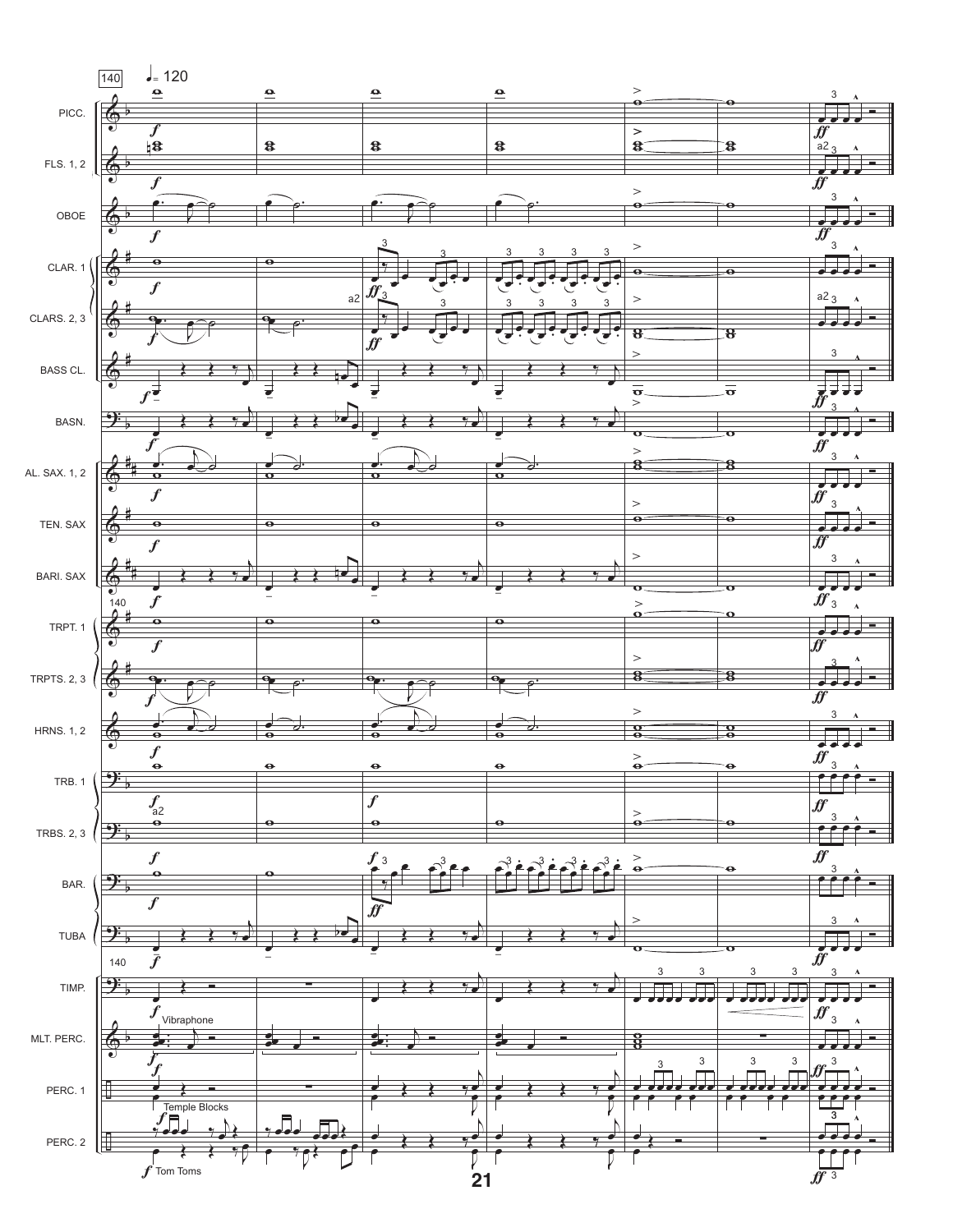140

♩= 120

PICC.

FLS. 1, 2

OBOE

CLAR. 1

CLARS. 2, 3

BASS CL.

BASN.

AL. SAX. 1, 2

TEN. SAX

BARI. SAX

TRPT. 1

TRPTS. 2, 3

HRNS. 1, 2

TRB. 1

TRBS. 2, 3

BAR.

TUBA

TIMP.

MLT. PERC.

PERC. 1

PERC. 2

Vibraphone

Temple Blocks

Tom Toms